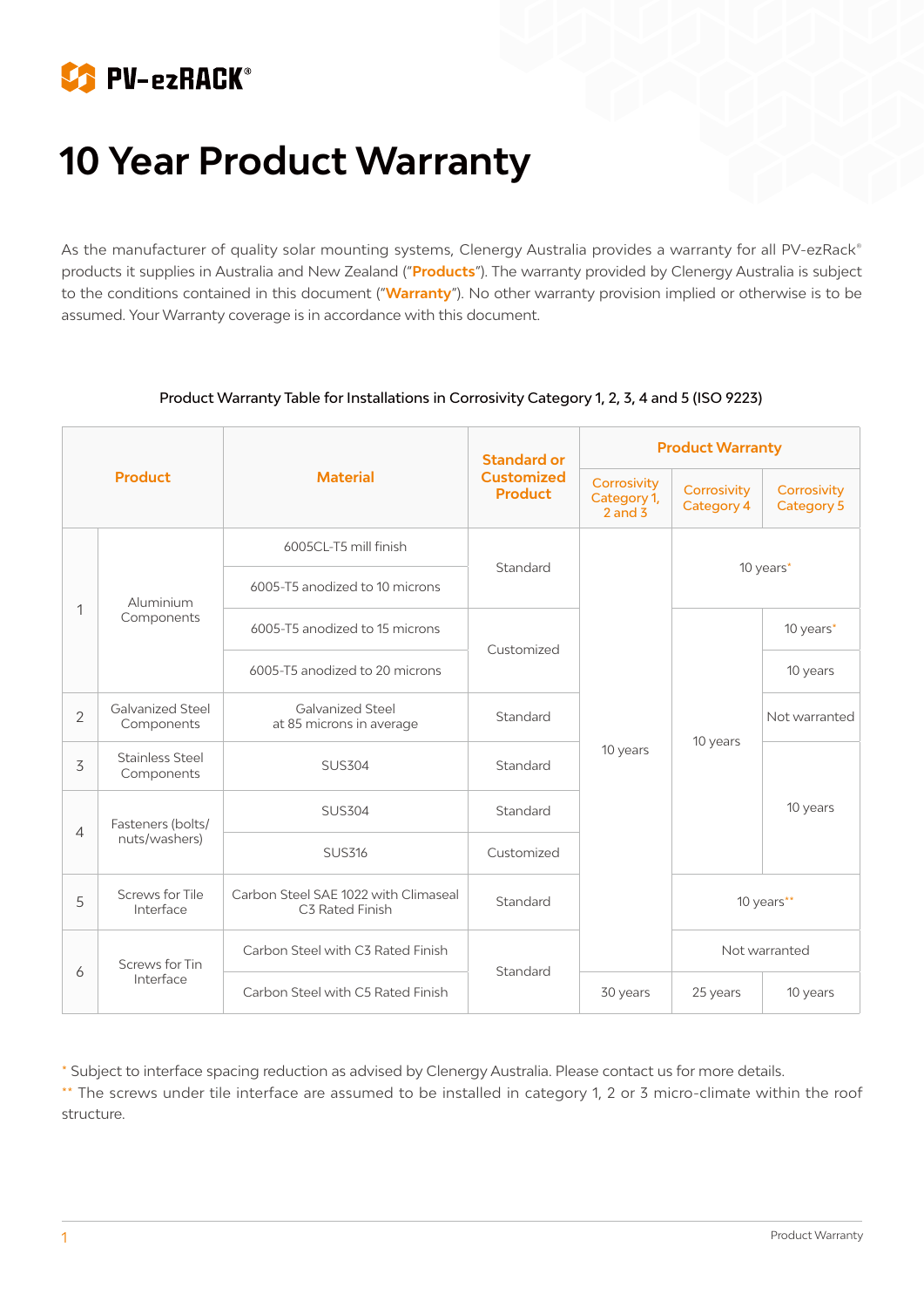PV-ezRACK®

# 10 Year Product Warranty

As the manufacturer of quality solar mounting systems, Clenergy Australia provides a warranty for all PV-ezRack® products it supplies in Australia and New Zealand ("**Products**"). The warranty provided by Clenergy Australia is subject to the conditions contained in this document ("**Warranty**"). No other warranty provision implied or otherwise is to be assumed. Your Warranty coverage is in accordance with this document.

Product Warranty Table for Installations in Corrosivity Category 1, 2, 3, 4 and 5 (ISO 9223)

| | Product | Material | Standard or Customized Product | Product Warranty | | |
|---|---|---|---|---|---|---|
| | | | | Corrosivity Category 1, 2 and 3 | Corrosivity Category 4 | Corrosivity Category 5 |
| 1 | Aluminium Components | 6005CL-T5 mill finish | Standard | 10 years | 10 years* | 10 years* |
| 1 | Aluminium Components | 6005-T5 anodized to 10 microns | Standard | 10 years | 10 years* | 10 years* |
| 1 | Aluminium Components | 6005-T5 anodized to 15 microns | Customized | 10 years | 10 years | 10 years* |
| 1 | Aluminium Components | 6005-T5 anodized to 20 microns | Customized | 10 years | 10 years | 10 years |
| 2 | Galvanized Steel Components | Galvanized Steel at 85 microns in average | Standard | 10 years | 10 years | Not warranted |
| 3 | Stainless Steel Components | SUS304 | Standard | 10 years | 10 years | 10 years |
| 4 | Fasteners (bolts/ nuts/washers) | SUS304 | Standard | 10 years | 10 years | 10 years |
| 4 | Fasteners (bolts/ nuts/washers) | SUS316 | Customized | 10 years | 10 years | 10 years |
| 5 | Screws for Tile Interface | Carbon Steel SAE 1022 with Climaseal C3 Rated Finish | Standard | 10 years | 10 years** | 10 years** |
| 6 | Screws for Tin Interface | Carbon Steel with C3 Rated Finish | Standard | 10 years | Not warranted | Not warranted |
| 6 | Screws for Tin Interface | Carbon Steel with C5 Rated Finish | Standard | 30 years | 25 years | 10 years |

\* Subject to interface spacing reduction as advised by Clenergy Australia. Please contact us for more details.

\** The screws under tile interface are assumed to be installed in category 1, 2 or 3 micro-climate within the roof structure.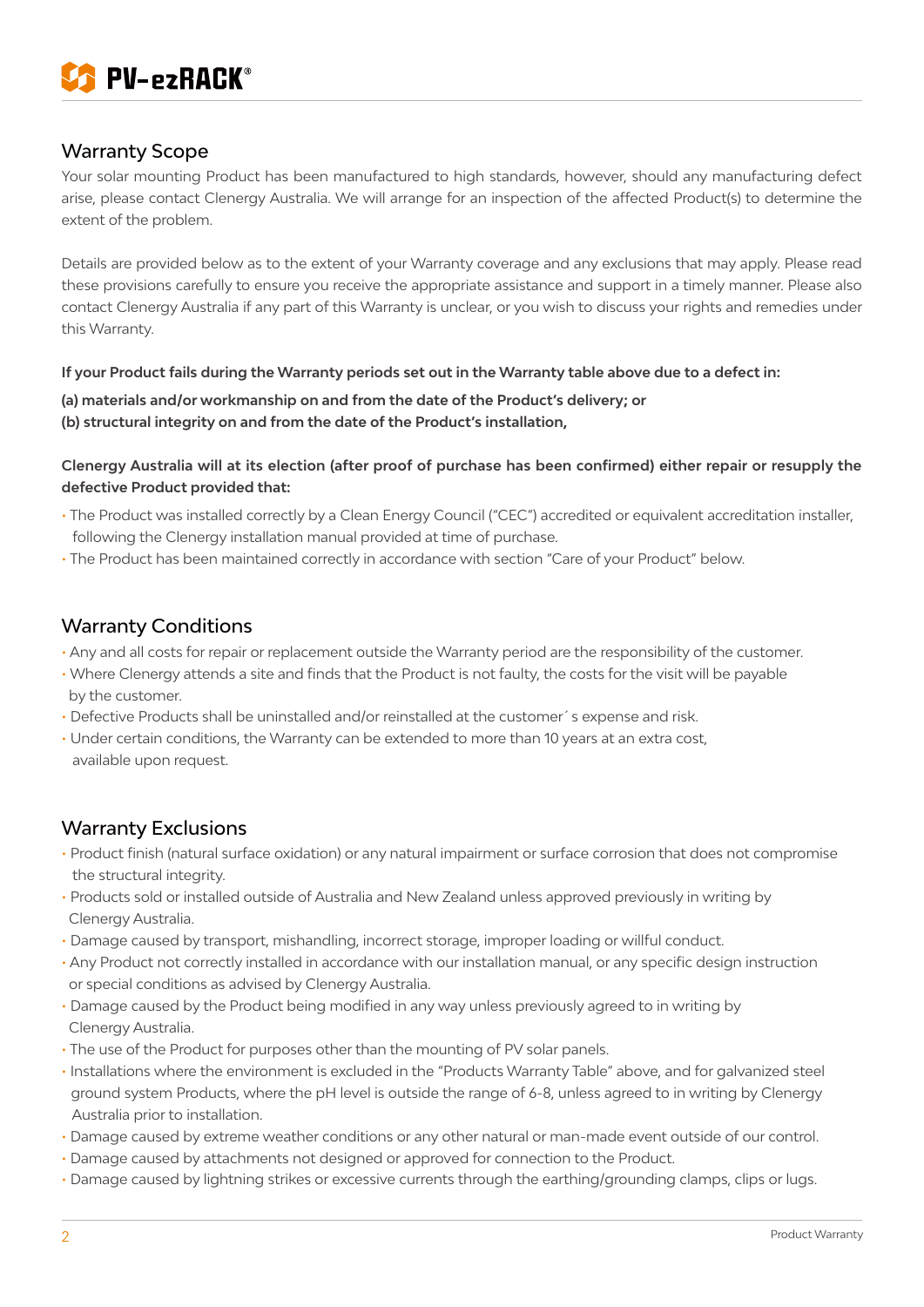## Warranty Scope

Your solar mounting Product has been manufactured to high standards, however, should any manufacturing defect arise, please contact Clenergy Australia. We will arrange for an inspection of the affected Product(s) to determine the extent of the problem.

Details are provided below as to the extent of your Warranty coverage and any exclusions that may apply. Please read these provisions carefully to ensure you receive the appropriate assistance and support in a timely manner. Please also contact Clenergy Australia if any part of this Warranty is unclear, or you wish to discuss your rights and remedies under this Warranty.

**If your Product fails during the Warranty periods set out in the Warranty table above due to a defect in:**

**(a) materials and/or workmanship on and from the date of the Product's delivery; or**
**(b) structural integrity on and from the date of the Product's installation,**

**Clenergy Australia will at its election (after proof of purchase has been confirmed) either repair or resupply the defective Product provided that:**

- The Product was installed correctly by a Clean Energy Council ("CEC") accredited or equivalent accreditation installer, following the Clenergy installation manual provided at time of purchase.
- The Product has been maintained correctly in accordance with section "Care of your Product" below.

## Warranty Conditions

- Any and all costs for repair or replacement outside the Warranty period are the responsibility of the customer.
- Where Clenergy attends a site and finds that the Product is not faulty, the costs for the visit will be payable by the customer.
- Defective Products shall be uninstalled and/or reinstalled at the customer´s expense and risk.
- Under certain conditions, the Warranty can be extended to more than 10 years at an extra cost, available upon request.

## Warranty Exclusions

- Product finish (natural surface oxidation) or any natural impairment or surface corrosion that does not compromise the structural integrity.
- Products sold or installed outside of Australia and New Zealand unless approved previously in writing by Clenergy Australia.
- Damage caused by transport, mishandling, incorrect storage, improper loading or willful conduct.
- Any Product not correctly installed in accordance with our installation manual, or any specific design instruction or special conditions as advised by Clenergy Australia.
- Damage caused by the Product being modified in any way unless previously agreed to in writing by Clenergy Australia.
- The use of the Product for purposes other than the mounting of PV solar panels.
- Installations where the environment is excluded in the "Products Warranty Table" above, and for galvanized steel ground system Products, where the pH level is outside the range of 6-8, unless agreed to in writing by Clenergy Australia prior to installation.
- Damage caused by extreme weather conditions or any other natural or man-made event outside of our control.
- Damage caused by attachments not designed or approved for connection to the Product.
- Damage caused by lightning strikes or excessive currents through the earthing/grounding clamps, clips or lugs.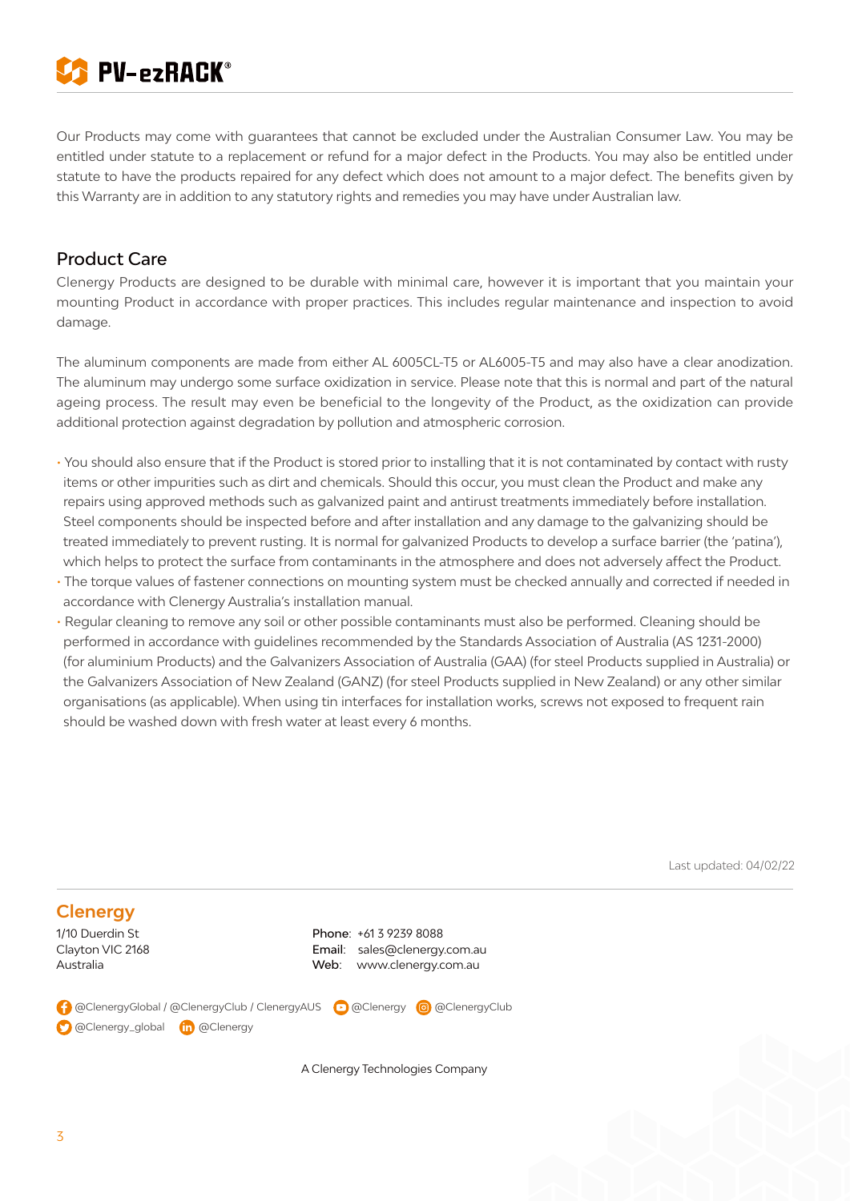Our Products may come with guarantees that cannot be excluded under the Australian Consumer Law. You may be entitled under statute to a replacement or refund for a major defect in the Products. You may also be entitled under statute to have the products repaired for any defect which does not amount to a major defect. The benefits given by this Warranty are in addition to any statutory rights and remedies you may have under Australian law.

## Product Care

Clenergy Products are designed to be durable with minimal care, however it is important that you maintain your mounting Product in accordance with proper practices. This includes regular maintenance and inspection to avoid damage.

The aluminum components are made from either AL 6005CL-T5 or AL6005-T5 and may also have a clear anodization. The aluminum may undergo some surface oxidization in service. Please note that this is normal and part of the natural ageing process. The result may even be beneficial to the longevity of the Product, as the oxidization can provide additional protection against degradation by pollution and atmospheric corrosion.

- You should also ensure that if the Product is stored prior to installing that it is not contaminated by contact with rusty items or other impurities such as dirt and chemicals. Should this occur, you must clean the Product and make any repairs using approved methods such as galvanized paint and antirust treatments immediately before installation. Steel components should be inspected before and after installation and any damage to the galvanizing should be treated immediately to prevent rusting. It is normal for galvanized Products to develop a surface barrier (the 'patina'), which helps to protect the surface from contaminants in the atmosphere and does not adversely affect the Product.
- The torque values of fastener connections on mounting system must be checked annually and corrected if needed in accordance with Clenergy Australia's installation manual.
- Regular cleaning to remove any soil or other possible contaminants must also be performed. Cleaning should be performed in accordance with guidelines recommended by the Standards Association of Australia (AS 1231-2000) (for aluminium Products) and the Galvanizers Association of Australia (GAA) (for steel Products supplied in Australia) or the Galvanizers Association of New Zealand (GANZ) (for steel Products supplied in New Zealand) or any other similar organisations (as applicable). When using tin interfaces for installation works, screws not exposed to frequent rain should be washed down with fresh water at least every 6 months.

Last updated: 04/02/22

**Clenergy**

1/10 Duerdin St
Clayton VIC 2168
Australia

**Phone**: +61 3 9239 8088
**Email**: sales@clenergy.com.au
**Web**: www.clenergy.com.au

@ClenergyGlobal / @ClenergyClub / ClenergyAUS @Clenergy @ClenergyClub
@Clenergy_global @Clenergy

A Clenergy Technologies Company